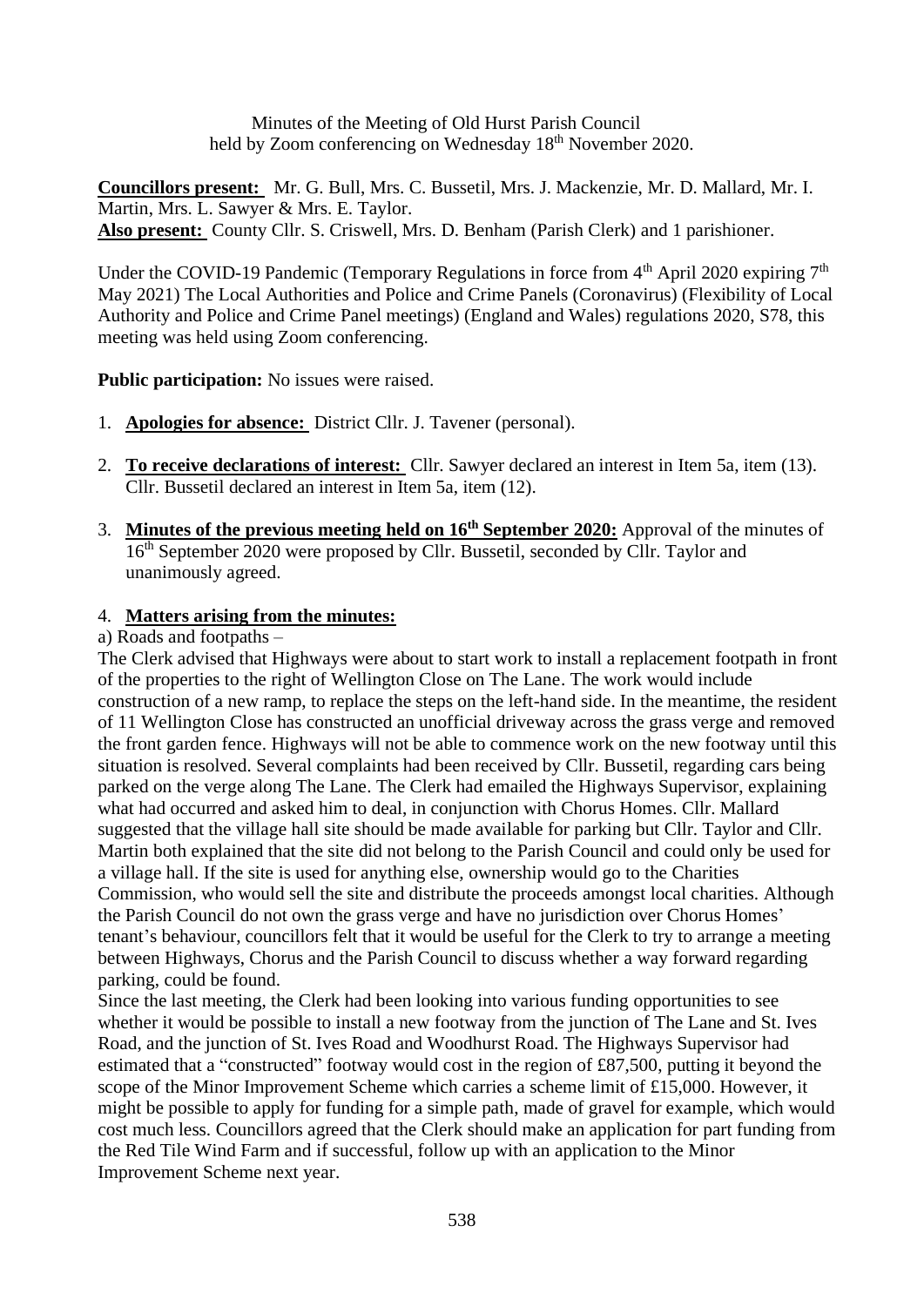Minutes of the Meeting of Old Hurst Parish Council
held by Zoom conferencing on Wednesday 18th November 2020.

**Councillors present:** Mr. G. Bull, Mrs. C. Bussetil, Mrs. J. Mackenzie, Mr. D. Mallard, Mr. I. Martin, Mrs. L. Sawyer & Mrs. E. Taylor.
**Also present:** County Cllr. S. Criswell, Mrs. D. Benham (Parish Clerk) and 1 parishioner.

Under the COVID-19 Pandemic (Temporary Regulations in force from 4th April 2020 expiring 7th May 2021) The Local Authorities and Police and Crime Panels (Coronavirus) (Flexibility of Local Authority and Police and Crime Panel meetings) (England and Wales) regulations 2020, S78, this meeting was held using Zoom conferencing.

**Public participation:** No issues were raised.

1. **Apologies for absence:** District Cllr. J. Tavener (personal).

2. **To receive declarations of interest:** Cllr. Sawyer declared an interest in Item 5a, item (13). Cllr. Bussetil declared an interest in Item 5a, item (12).

3. **Minutes of the previous meeting held on 16th September 2020:** Approval of the minutes of 16th September 2020 were proposed by Cllr. Bussetil, seconded by Cllr. Taylor and unanimously agreed.

4. **Matters arising from the minutes:**

a) Roads and footpaths –
The Clerk advised that Highways were about to start work to install a replacement footpath in front of the properties to the right of Wellington Close on The Lane. The work would include construction of a new ramp, to replace the steps on the left-hand side. In the meantime, the resident of 11 Wellington Close has constructed an unofficial driveway across the grass verge and removed the front garden fence. Highways will not be able to commence work on the new footway until this situation is resolved. Several complaints had been received by Cllr. Bussetil, regarding cars being parked on the verge along The Lane. The Clerk had emailed the Highways Supervisor, explaining what had occurred and asked him to deal, in conjunction with Chorus Homes. Cllr. Mallard suggested that the village hall site should be made available for parking but Cllr. Taylor and Cllr. Martin both explained that the site did not belong to the Parish Council and could only be used for a village hall. If the site is used for anything else, ownership would go to the Charities Commission, who would sell the site and distribute the proceeds amongst local charities. Although the Parish Council do not own the grass verge and have no jurisdiction over Chorus Homes' tenant's behaviour, councillors felt that it would be useful for the Clerk to try to arrange a meeting between Highways, Chorus and the Parish Council to discuss whether a way forward regarding parking, could be found.
Since the last meeting, the Clerk had been looking into various funding opportunities to see whether it would be possible to install a new footway from the junction of The Lane and St. Ives Road, and the junction of St. Ives Road and Woodhurst Road. The Highways Supervisor had estimated that a "constructed" footway would cost in the region of £87,500, putting it beyond the scope of the Minor Improvement Scheme which carries a scheme limit of £15,000. However, it might be possible to apply for funding for a simple path, made of gravel for example, which would cost much less. Councillors agreed that the Clerk should make an application for part funding from the Red Tile Wind Farm and if successful, follow up with an application to the Minor Improvement Scheme next year.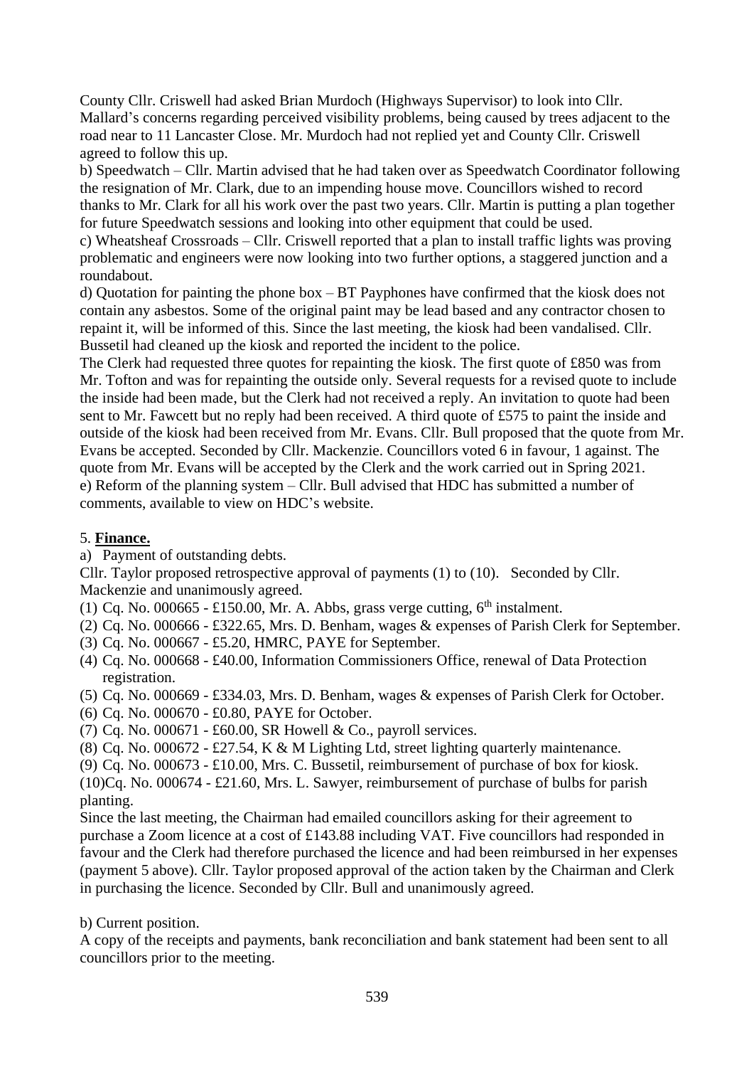County Cllr. Criswell had asked Brian Murdoch (Highways Supervisor) to look into Cllr. Mallard's concerns regarding perceived visibility problems, being caused by trees adjacent to the road near to 11 Lancaster Close. Mr. Murdoch had not replied yet and County Cllr. Criswell agreed to follow this up.

b) Speedwatch – Cllr. Martin advised that he had taken over as Speedwatch Coordinator following the resignation of Mr. Clark, due to an impending house move. Councillors wished to record thanks to Mr. Clark for all his work over the past two years. Cllr. Martin is putting a plan together for future Speedwatch sessions and looking into other equipment that could be used.

c) Wheatsheaf Crossroads – Cllr. Criswell reported that a plan to install traffic lights was proving problematic and engineers were now looking into two further options, a staggered junction and a roundabout.

d) Quotation for painting the phone box – BT Payphones have confirmed that the kiosk does not contain any asbestos. Some of the original paint may be lead based and any contractor chosen to repaint it, will be informed of this. Since the last meeting, the kiosk had been vandalised. Cllr. Bussetil had cleaned up the kiosk and reported the incident to the police.

The Clerk had requested three quotes for repainting the kiosk. The first quote of £850 was from Mr. Tofton and was for repainting the outside only. Several requests for a revised quote to include the inside had been made, but the Clerk had not received a reply. An invitation to quote had been sent to Mr. Fawcett but no reply had been received. A third quote of £575 to paint the inside and outside of the kiosk had been received from Mr. Evans. Cllr. Bull proposed that the quote from Mr. Evans be accepted. Seconded by Cllr. Mackenzie. Councillors voted 6 in favour, 1 against. The quote from Mr. Evans will be accepted by the Clerk and the work carried out in Spring 2021.

e) Reform of the planning system – Cllr. Bull advised that HDC has submitted a number of comments, available to view on HDC's website.

5. **Finance.**

a) Payment of outstanding debts.

Cllr. Taylor proposed retrospective approval of payments (1) to (10). Seconded by Cllr. Mackenzie and unanimously agreed.

(1) Cq. No. 000665 - £150.00, Mr. A. Abbs, grass verge cutting, 6th instalment.
(2) Cq. No. 000666 - £322.65, Mrs. D. Benham, wages & expenses of Parish Clerk for September.
(3) Cq. No. 000667 - £5.20, HMRC, PAYE for September.
(4) Cq. No. 000668 - £40.00, Information Commissioners Office, renewal of Data Protection registration.
(5) Cq. No. 000669 - £334.03, Mrs. D. Benham, wages & expenses of Parish Clerk for October.
(6) Cq. No. 000670 - £0.80, PAYE for October.
(7) Cq. No. 000671 - £60.00, SR Howell & Co., payroll services.
(8) Cq. No. 000672 - £27.54, K & M Lighting Ltd, street lighting quarterly maintenance.
(9) Cq. No. 000673 - £10.00, Mrs. C. Bussetil, reimbursement of purchase of box for kiosk.
(10) Cq. No. 000674 - £21.60, Mrs. L. Sawyer, reimbursement of purchase of bulbs for parish planting.

Since the last meeting, the Chairman had emailed councillors asking for their agreement to purchase a Zoom licence at a cost of £143.88 including VAT. Five councillors had responded in favour and the Clerk had therefore purchased the licence and had been reimbursed in her expenses (payment 5 above). Cllr. Taylor proposed approval of the action taken by the Chairman and Clerk in purchasing the licence. Seconded by Cllr. Bull and unanimously agreed.

b) Current position.

A copy of the receipts and payments, bank reconciliation and bank statement had been sent to all councillors prior to the meeting.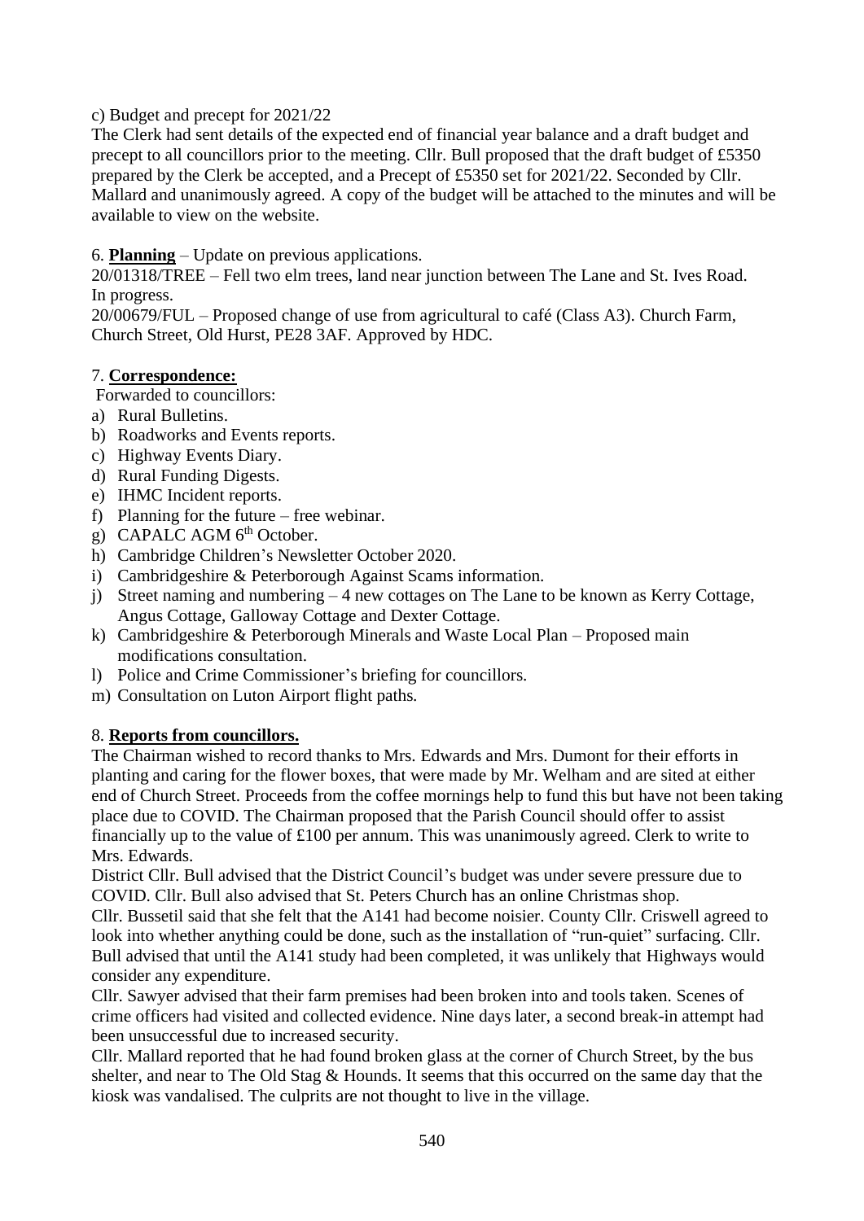c) Budget and precept for 2021/22

The Clerk had sent details of the expected end of financial year balance and a draft budget and precept to all councillors prior to the meeting. Cllr. Bull proposed that the draft budget of £5350 prepared by the Clerk be accepted, and a Precept of £5350 set for 2021/22. Seconded by Cllr. Mallard and unanimously agreed. A copy of the budget will be attached to the minutes and will be available to view on the website.

6. **Planning** – Update on previous applications.

20/01318/TREE – Fell two elm trees, land near junction between The Lane and St. Ives Road. In progress.

20/00679/FUL – Proposed change of use from agricultural to café (Class A3). Church Farm, Church Street, Old Hurst, PE28 3AF. Approved by HDC.

7. **Correspondence:**

Forwarded to councillors:

a) Rural Bulletins.
b) Roadworks and Events reports.
c) Highway Events Diary.
d) Rural Funding Digests.
e) IHMC Incident reports.
f) Planning for the future – free webinar.
g) CAPALC AGM 6th October.
h) Cambridge Children's Newsletter October 2020.
i) Cambridgeshire & Peterborough Against Scams information.
j) Street naming and numbering – 4 new cottages on The Lane to be known as Kerry Cottage, Angus Cottage, Galloway Cottage and Dexter Cottage.
k) Cambridgeshire & Peterborough Minerals and Waste Local Plan – Proposed main modifications consultation.
l) Police and Crime Commissioner's briefing for councillors.
m) Consultation on Luton Airport flight paths.

8. **Reports from councillors.**

The Chairman wished to record thanks to Mrs. Edwards and Mrs. Dumont for their efforts in planting and caring for the flower boxes, that were made by Mr. Welham and are sited at either end of Church Street. Proceeds from the coffee mornings help to fund this but have not been taking place due to COVID. The Chairman proposed that the Parish Council should offer to assist financially up to the value of £100 per annum. This was unanimously agreed. Clerk to write to Mrs. Edwards.

District Cllr. Bull advised that the District Council's budget was under severe pressure due to COVID. Cllr. Bull also advised that St. Peters Church has an online Christmas shop.

Cllr. Bussetil said that she felt that the A141 had become noisier. County Cllr. Criswell agreed to look into whether anything could be done, such as the installation of "run-quiet" surfacing. Cllr. Bull advised that until the A141 study had been completed, it was unlikely that Highways would consider any expenditure.

Cllr. Sawyer advised that their farm premises had been broken into and tools taken. Scenes of crime officers had visited and collected evidence. Nine days later, a second break-in attempt had been unsuccessful due to increased security.

Cllr. Mallard reported that he had found broken glass at the corner of Church Street, by the bus shelter, and near to The Old Stag & Hounds. It seems that this occurred on the same day that the kiosk was vandalised. The culprits are not thought to live in the village.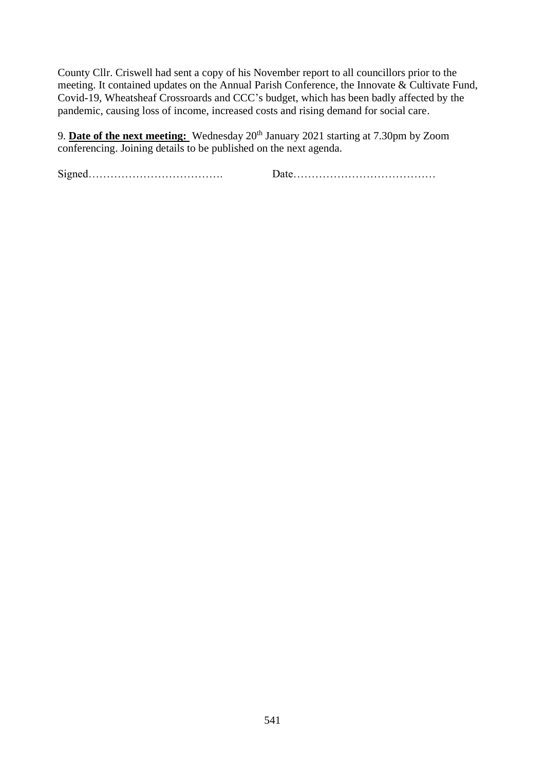County Cllr. Criswell had sent a copy of his November report to all councillors prior to the meeting. It contained updates on the Annual Parish Conference, the Innovate & Cultivate Fund, Covid-19, Wheatsheaf Crossroards and CCC's budget, which has been badly affected by the pandemic, causing loss of income, increased costs and rising demand for social care.

9. **Date of the next meeting:** Wednesday 20th January 2021 starting at 7.30pm by Zoom conferencing. Joining details to be published on the next agenda.

Signed………………………………. Date…………………………………